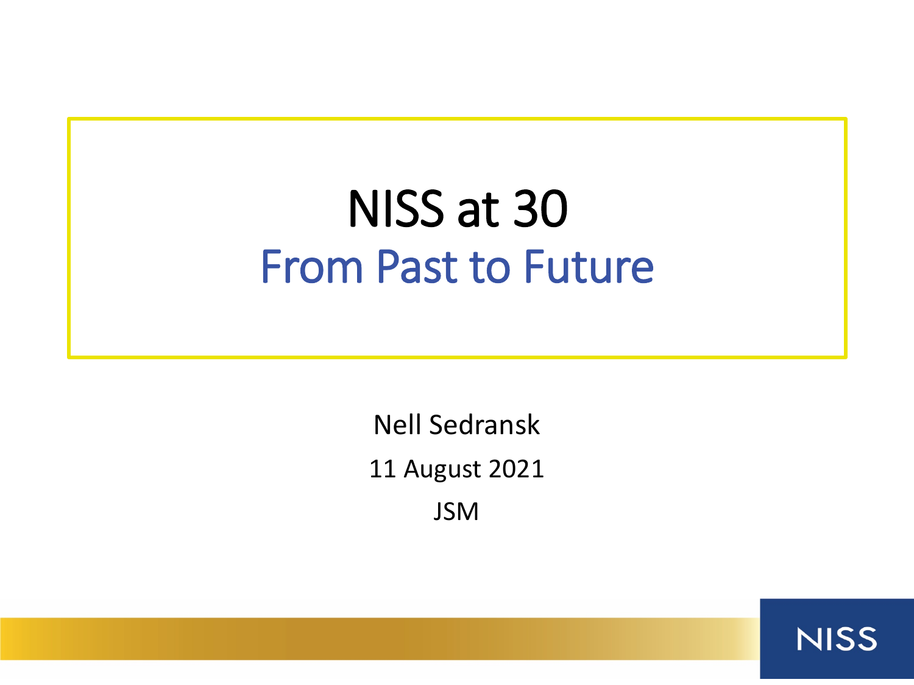# NISS at 30

## From Past to Future

Nell Sedransk

11 August 2021

JSM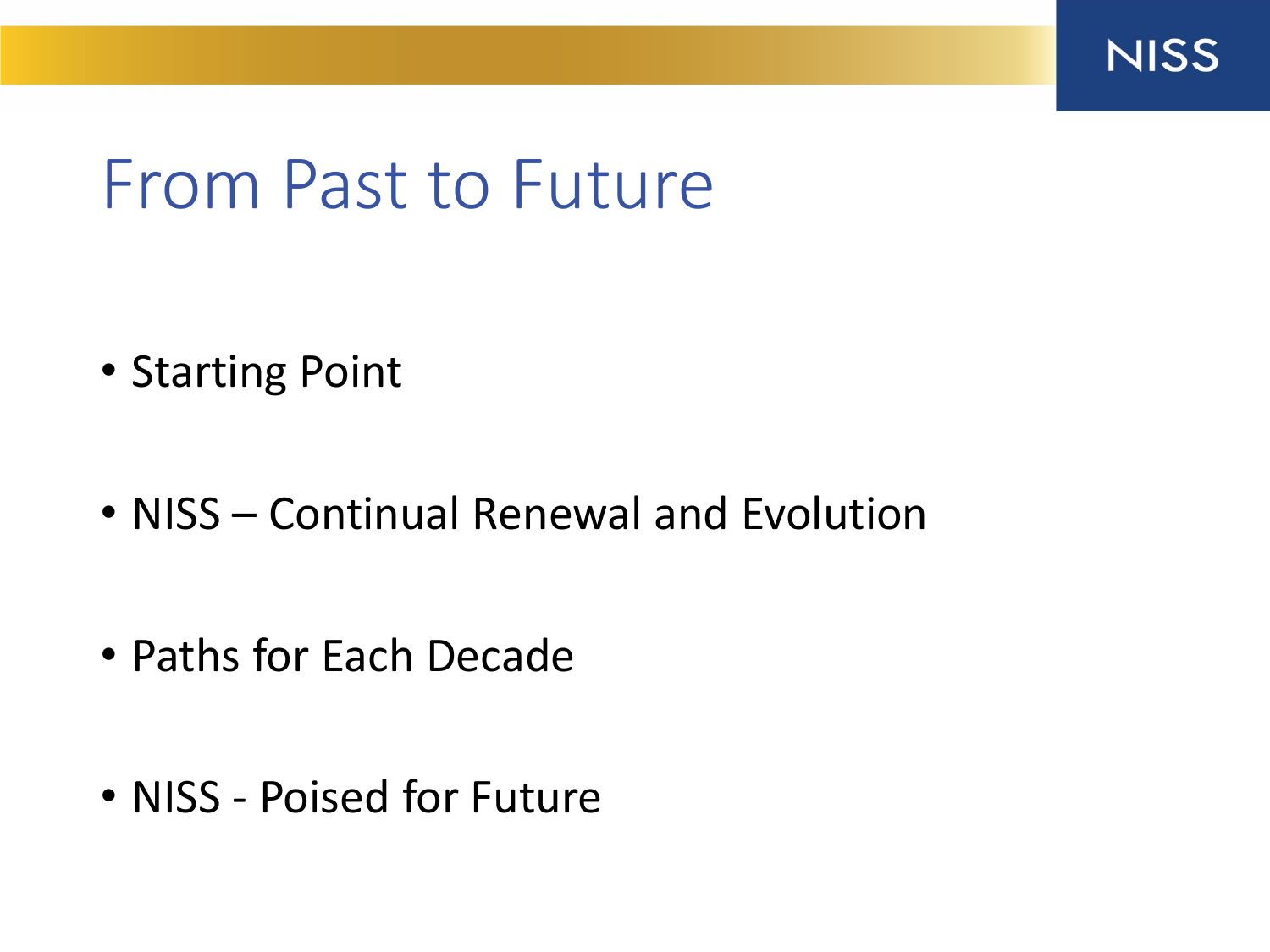# From Past to Future

- Starting Point
- NISS – Continual Renewal and Evolution
- Paths for Each Decade
- NISS - Poised for Future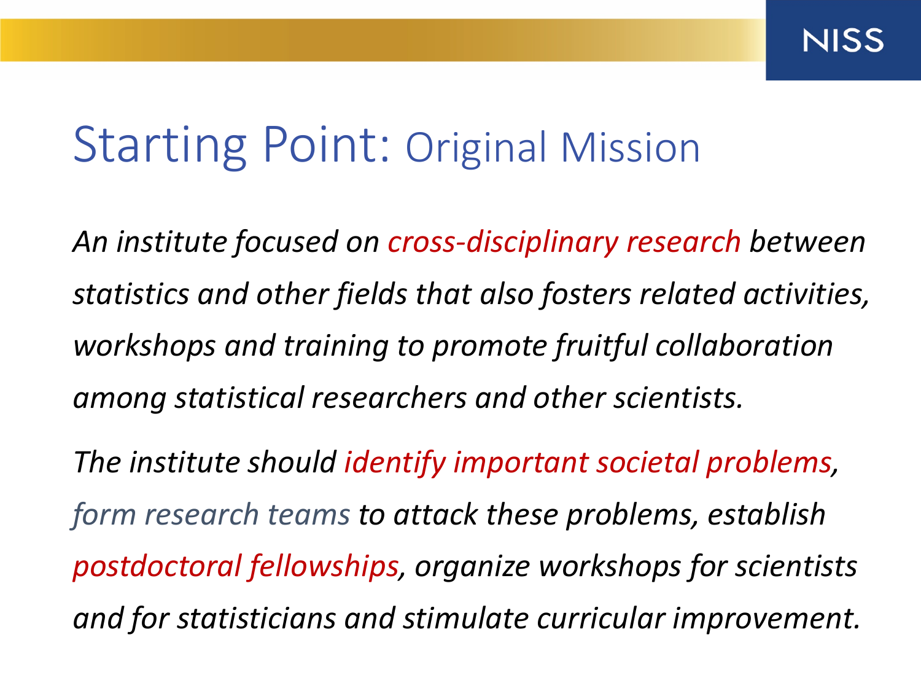# Starting Point: Original Mission

*An institute focused on cross-disciplinary research between statistics and other fields that also fosters related activities, workshops and training to promote fruitful collaboration among statistical researchers and other scientists.*

*The institute should identify important societal problems, form research teams to attack these problems, establish postdoctoral fellowships, organize workshops for scientists and for statisticians and stimulate curricular improvement.*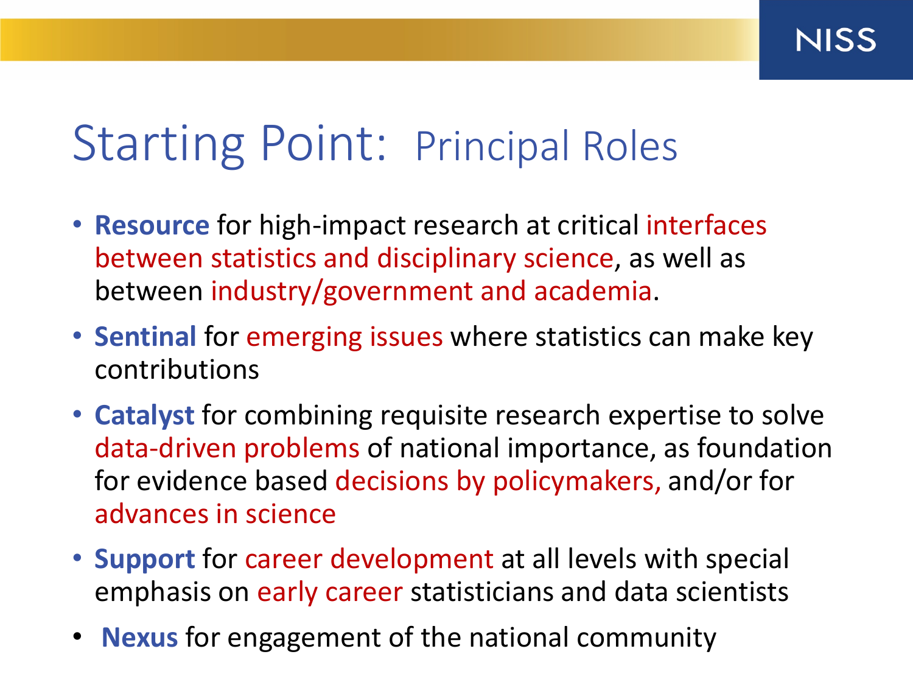# Starting Point: Principal Roles

- **Resource** for high-impact research at critical interfaces between statistics and disciplinary science, as well as between industry/government and academia.
- **Sentinal** for emerging issues where statistics can make key contributions
- **Catalyst** for combining requisite research expertise to solve data-driven problems of national importance, as foundation for evidence based decisions by policymakers, and/or for advances in science
- **Support** for career development at all levels with special emphasis on early career statisticians and data scientists
- **Nexus** for engagement of the national community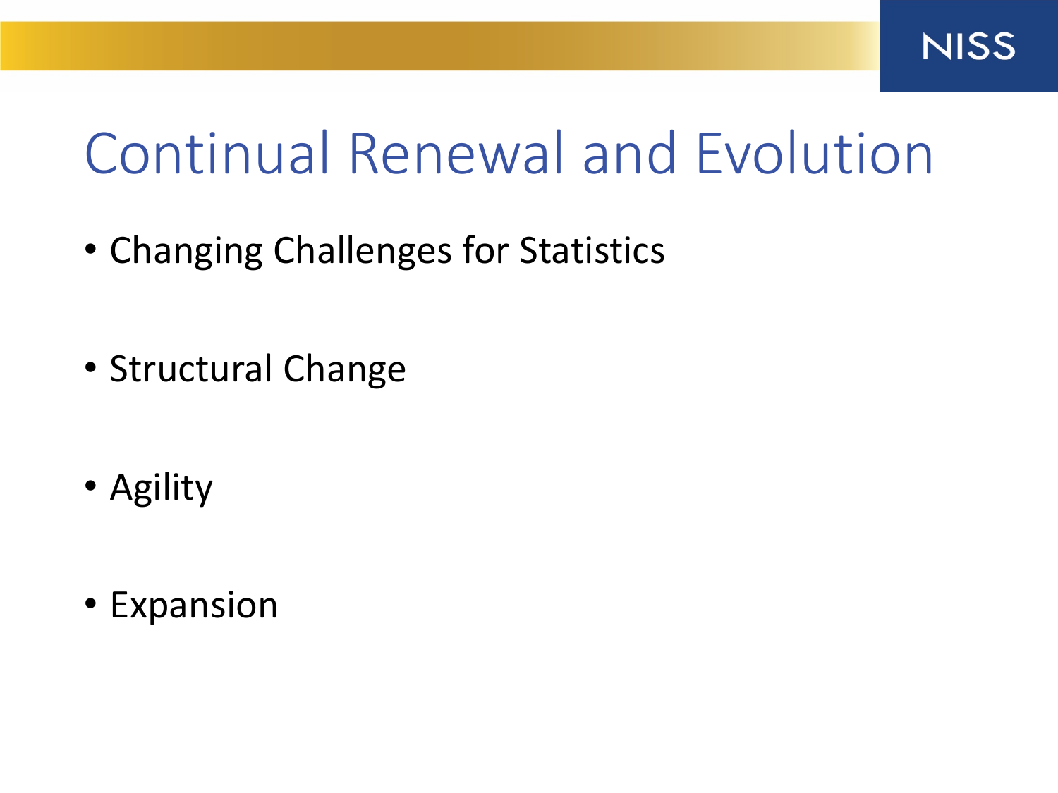# Continual Renewal and Evolution

- Changing Challenges for Statistics
- Structural Change
- Agility
- Expansion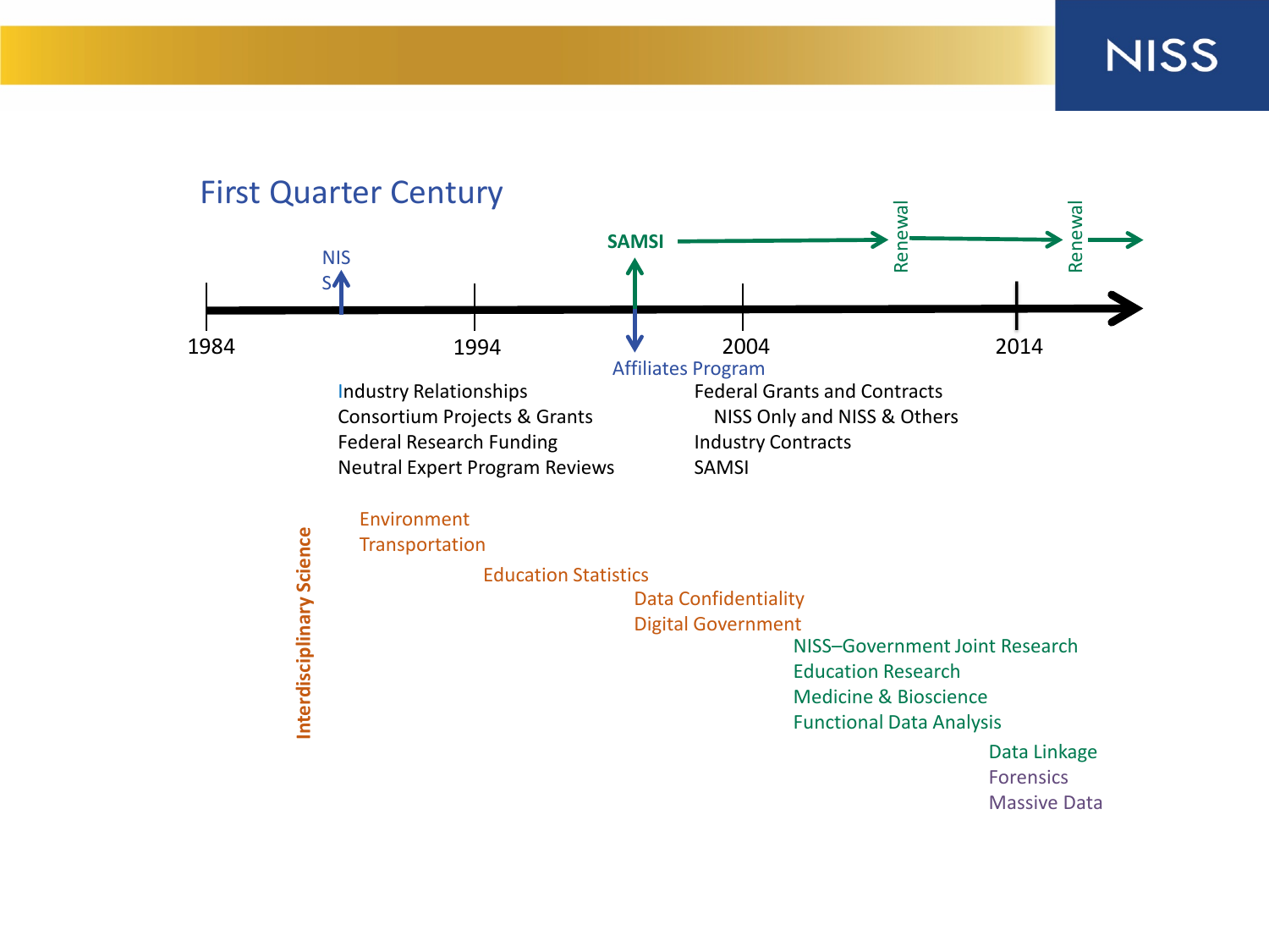# First Quarter Century

NISS

SAMSI → Renewal → Renewal →

1984 — 1994 — 2004 — 2014

Affiliates Program

Industry Relationships
Consortium Projects & Grants
Federal Research Funding
Neutral Expert Program Reviews

Federal Grants and Contracts
NISS Only and NISS & Others
Industry Contracts
SAMSI

**Interdisciplinary Science**

Environment
Transportation

Education Statistics

Data Confidentiality
Digital Government

NISS–Government Joint Research
Education Research
Medicine & Bioscience
Functional Data Analysis

Data Linkage
Forensics
Massive Data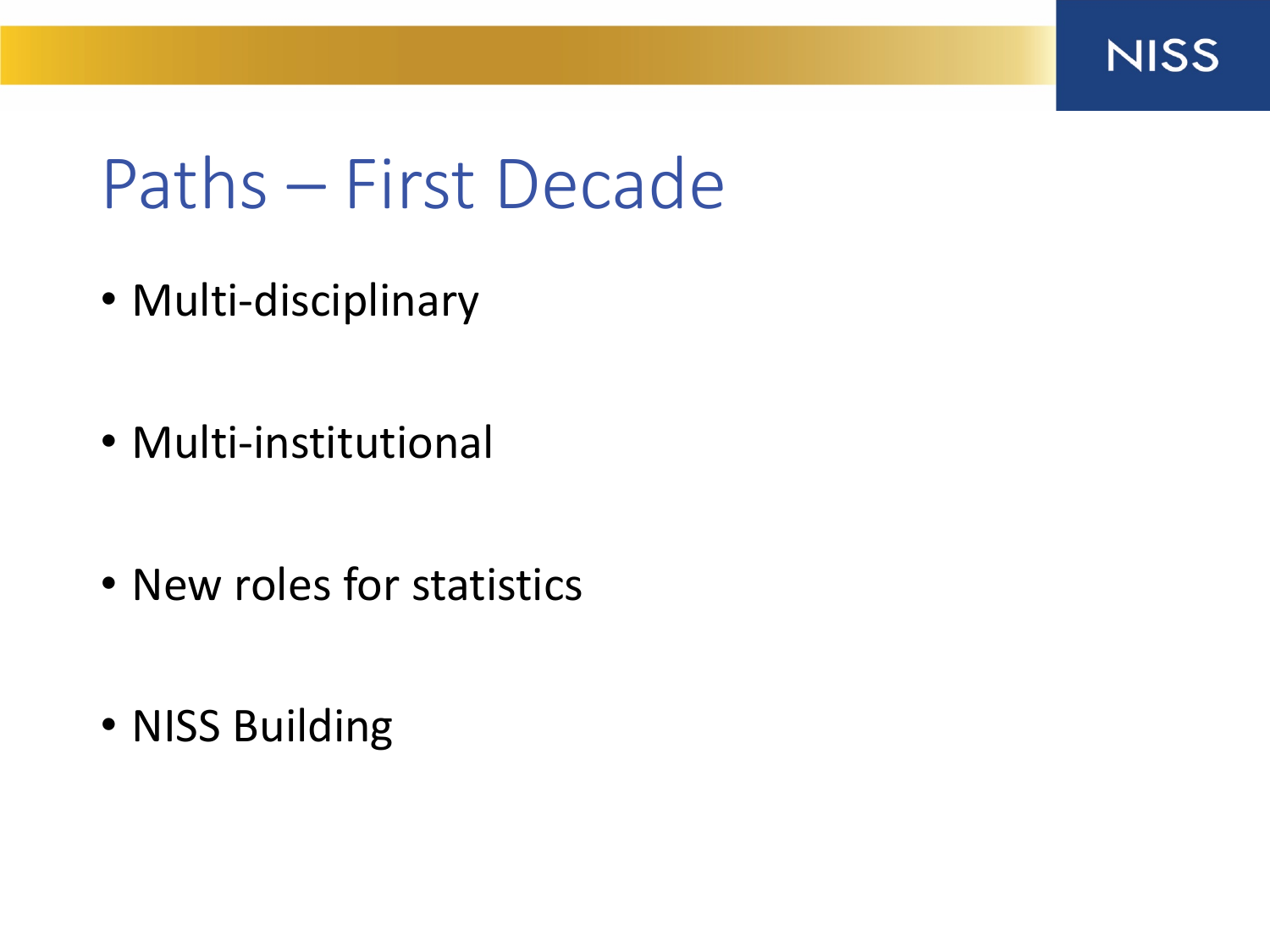# Paths – First Decade

- Multi-disciplinary
- Multi-institutional
- New roles for statistics
- NISS Building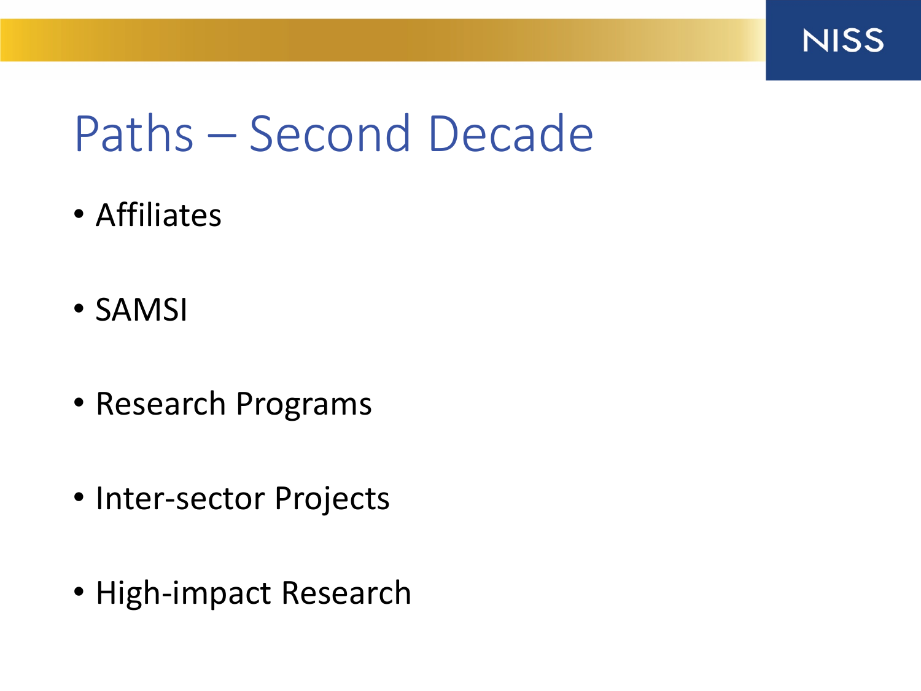# Paths – Second Decade

- Affiliates
- SAMSI
- Research Programs
- Inter-sector Projects
- High-impact Research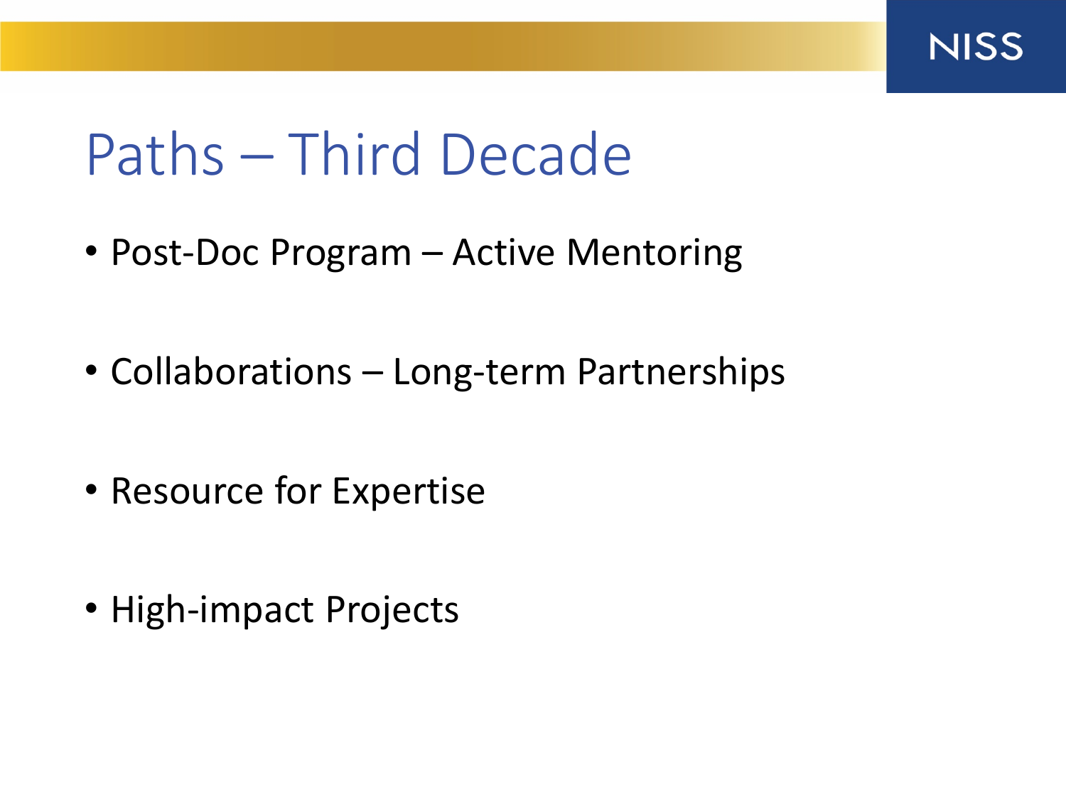# Paths – Third Decade

- Post-Doc Program – Active Mentoring
- Collaborations – Long-term Partnerships
- Resource for Expertise
- High-impact Projects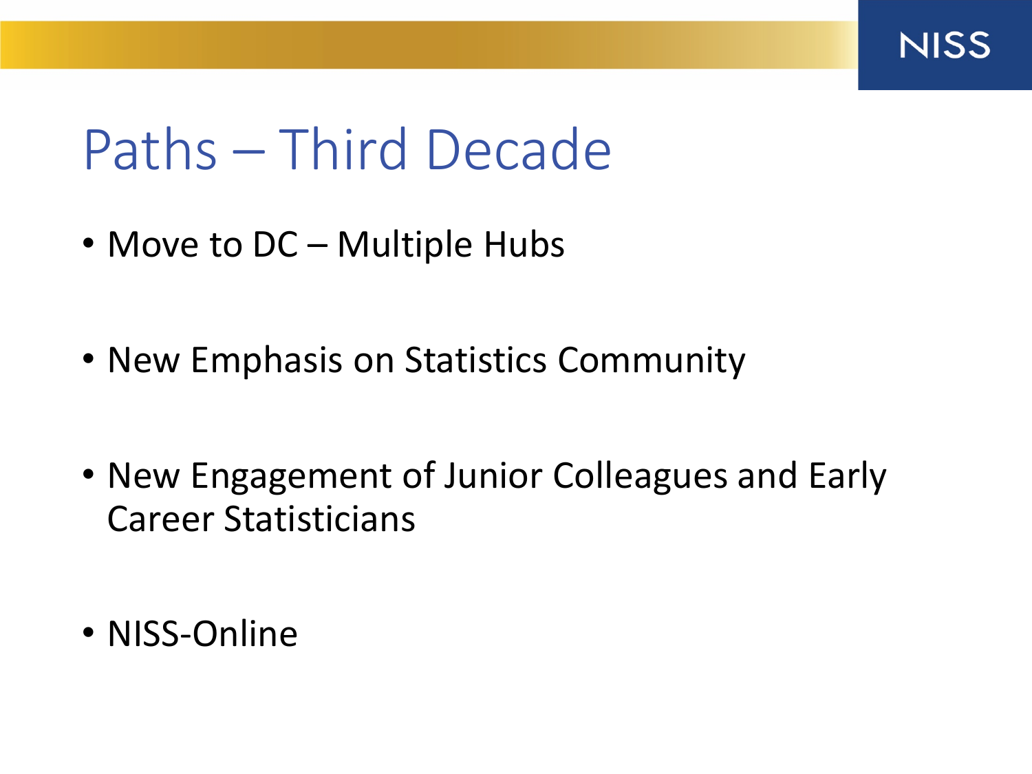# Paths – Third Decade

- Move to DC – Multiple Hubs
- New Emphasis on Statistics Community
- New Engagement of Junior Colleagues and Early Career Statisticians
- NISS-Online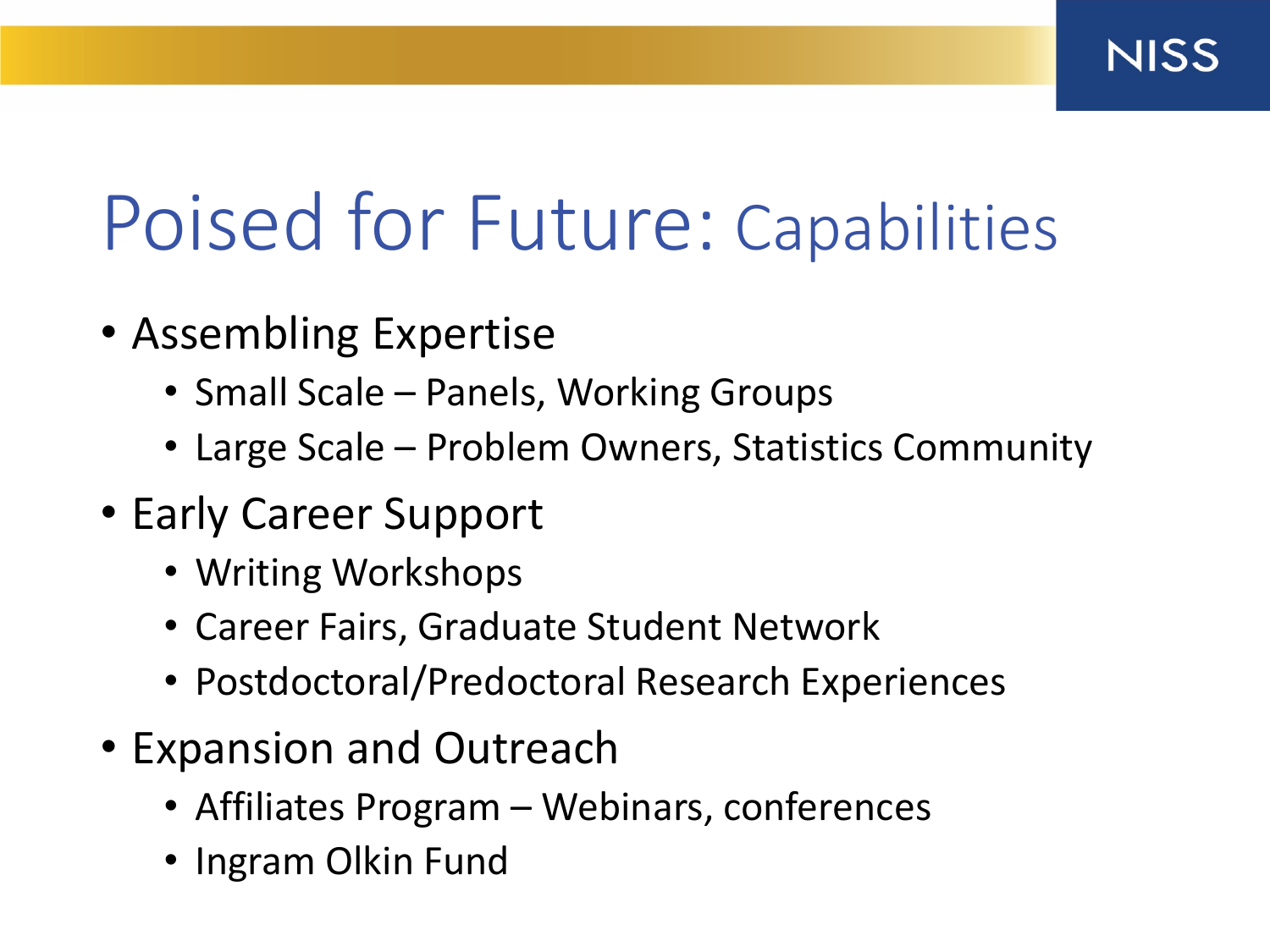# Poised for Future: Capabilities

- Assembling Expertise
  - Small Scale – Panels, Working Groups
  - Large Scale – Problem Owners, Statistics Community
- Early Career Support
  - Writing Workshops
  - Career Fairs, Graduate Student Network
  - Postdoctoral/Predoctoral Research Experiences
- Expansion and Outreach
  - Affiliates Program – Webinars, conferences
  - Ingram Olkin Fund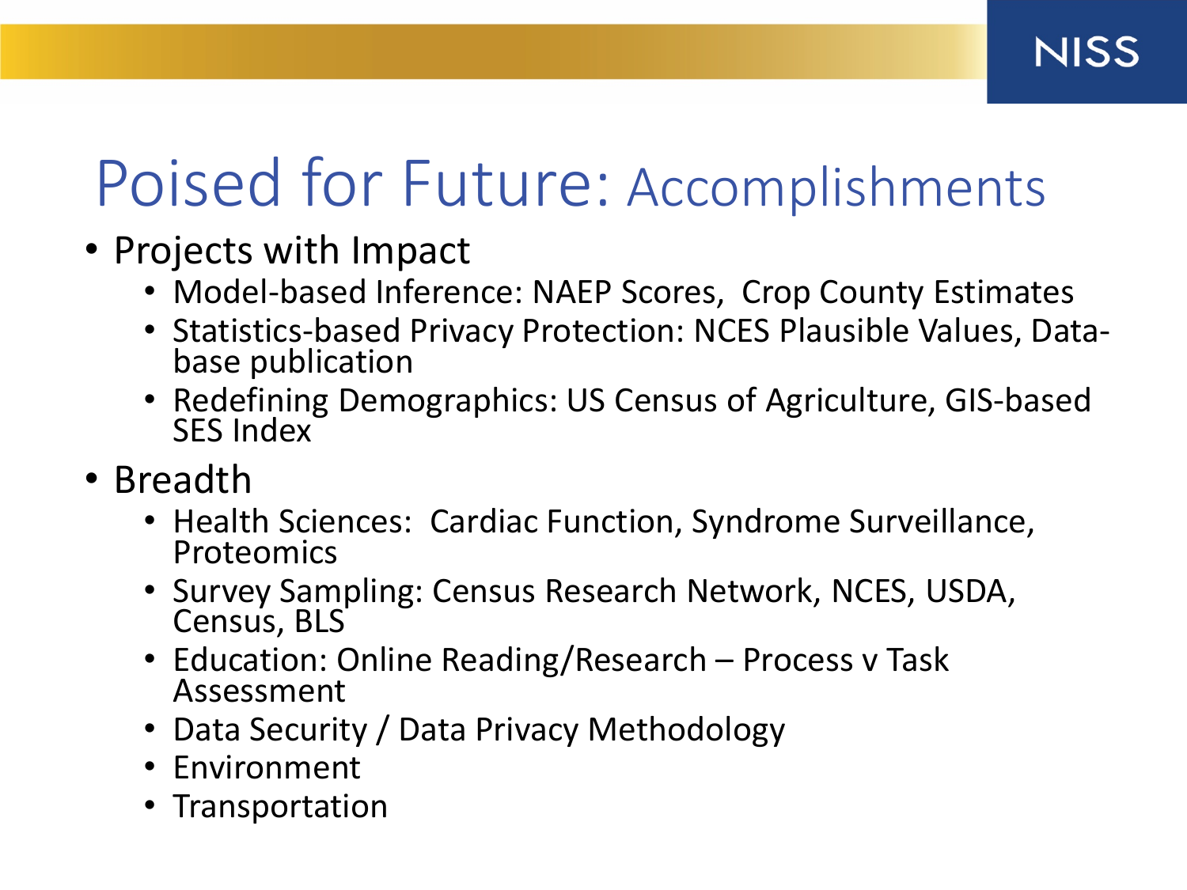# Poised for Future: Accomplishments

- Projects with Impact
  - Model-based Inference: NAEP Scores, Crop County Estimates
  - Statistics-based Privacy Protection: NCES Plausible Values, Data-base publication
  - Redefining Demographics: US Census of Agriculture, GIS-based SES Index
- Breadth
  - Health Sciences: Cardiac Function, Syndrome Surveillance, Proteomics
  - Survey Sampling: Census Research Network, NCES, USDA, Census, BLS
  - Education: Online Reading/Research – Process v Task Assessment
  - Data Security / Data Privacy Methodology
  - Environment
  - Transportation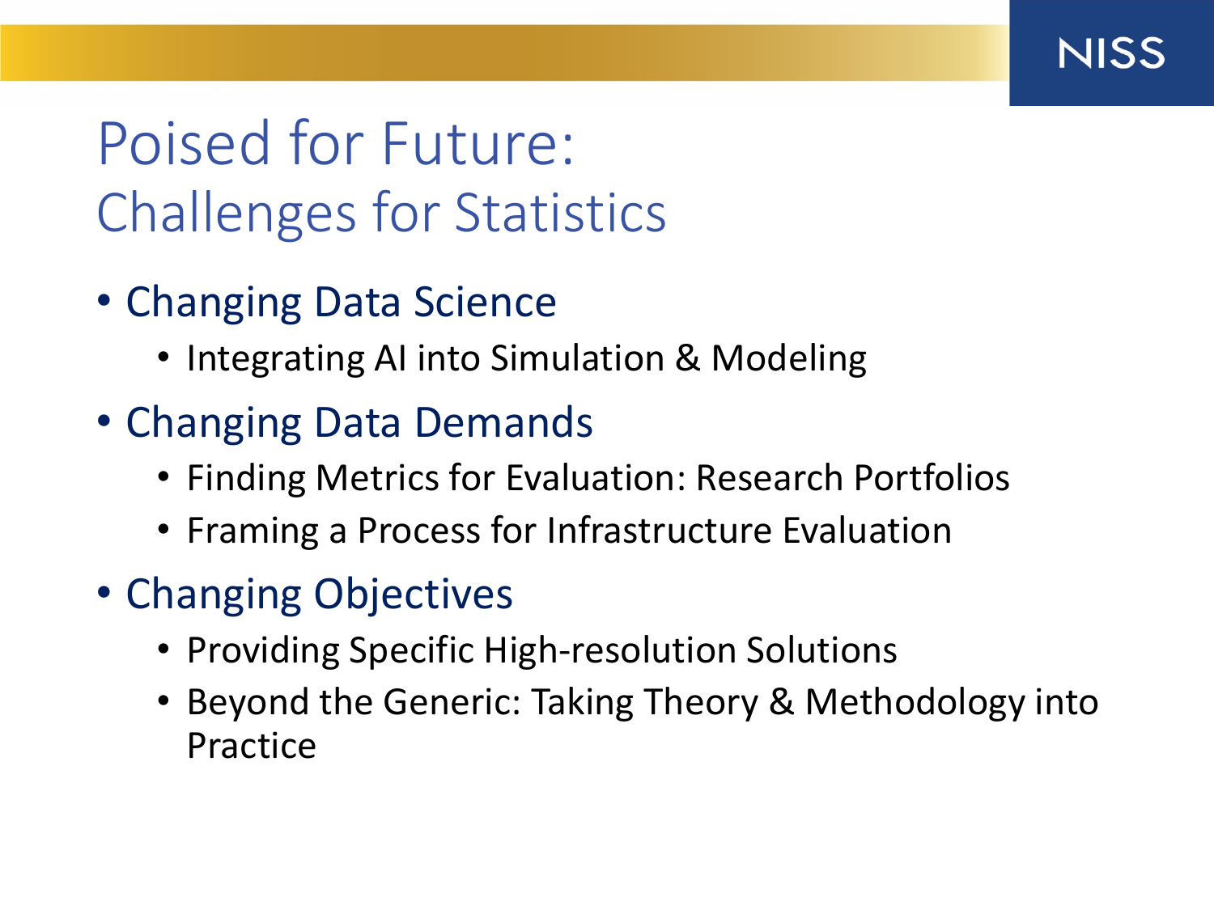# Poised for Future: Challenges for Statistics

- Changing Data Science
  - Integrating AI into Simulation & Modeling
- Changing Data Demands
  - Finding Metrics for Evaluation: Research Portfolios
  - Framing a Process for Infrastructure Evaluation
- Changing Objectives
  - Providing Specific High-resolution Solutions
  - Beyond the Generic: Taking Theory & Methodology into Practice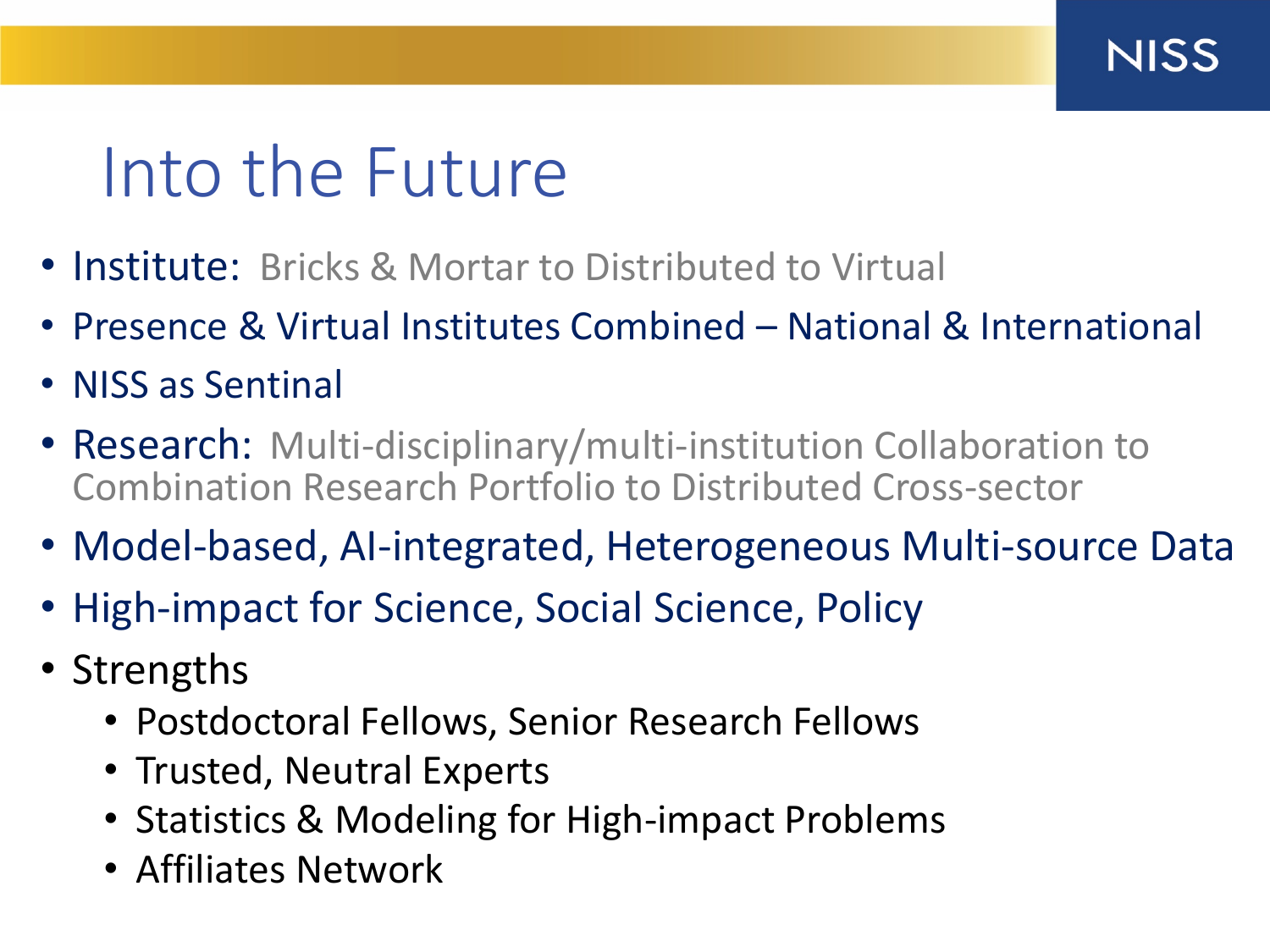# Into the Future

- Institute: Bricks & Mortar to Distributed to Virtual
- Presence & Virtual Institutes Combined – National & International
- NISS as Sentinal
- Research: Multi-disciplinary/multi-institution Collaboration to Combination Research Portfolio to Distributed Cross-sector
- Model-based, AI-integrated, Heterogeneous Multi-source Data
- High-impact for Science, Social Science, Policy
- Strengths
  - Postdoctoral Fellows, Senior Research Fellows
  - Trusted, Neutral Experts
  - Statistics & Modeling for High-impact Problems
  - Affiliates Network